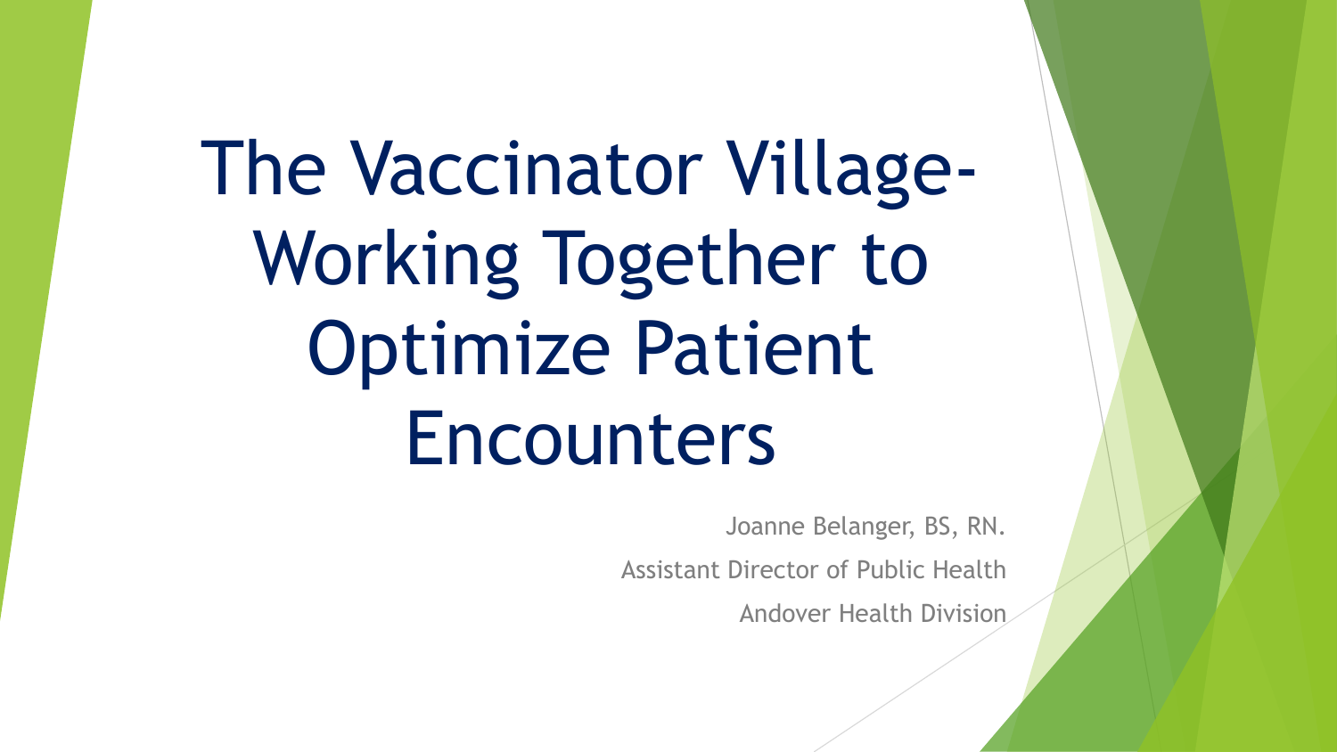# The Vaccinator Village-Working Together to Optimize Patient Encounters

Joanne Belanger, BS, RN.

Assistant Director of Public Health

Andover Health Division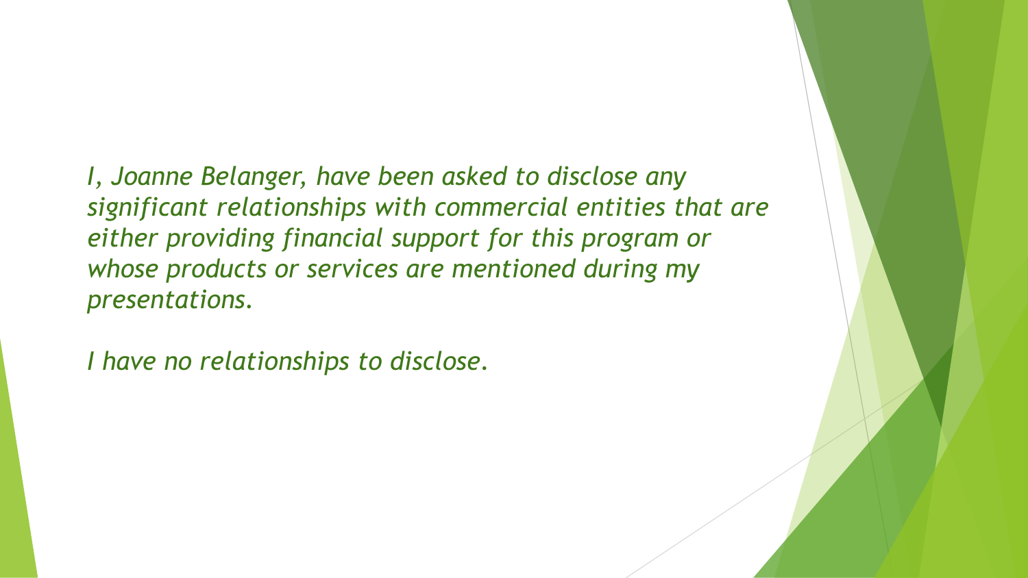*I, Joanne Belanger, have been asked to disclose any significant relationships with commercial entities that are either providing financial support for this program or whose products or services are mentioned during my presentations.*

*I have no relationships to disclose.*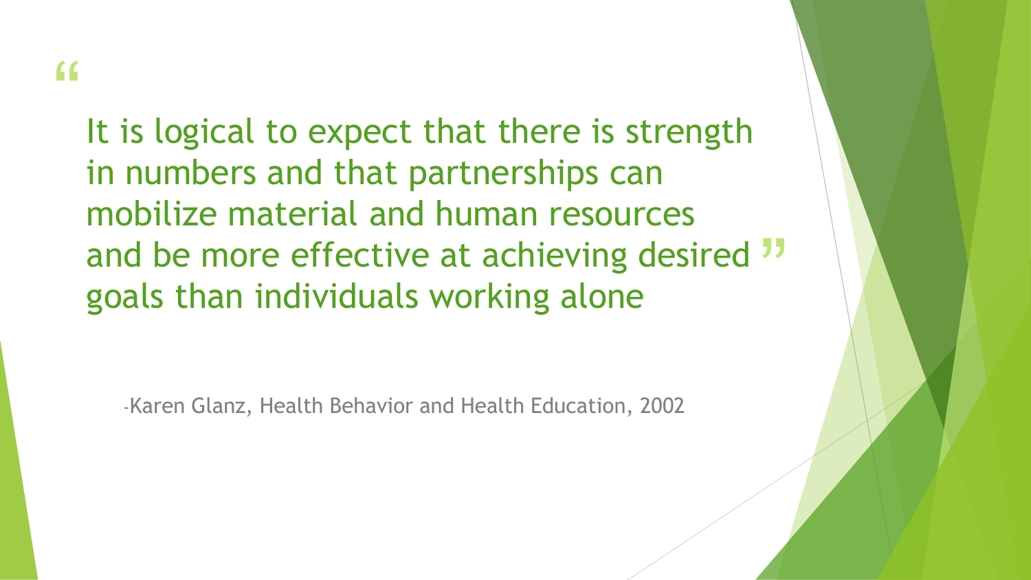> "It is logical to expect that there is strength in numbers and that partnerships can mobilize material and human resources and be more effective at achieving desired goals than individuals working alone"

-Karen Glanz, Health Behavior and Health Education, 2002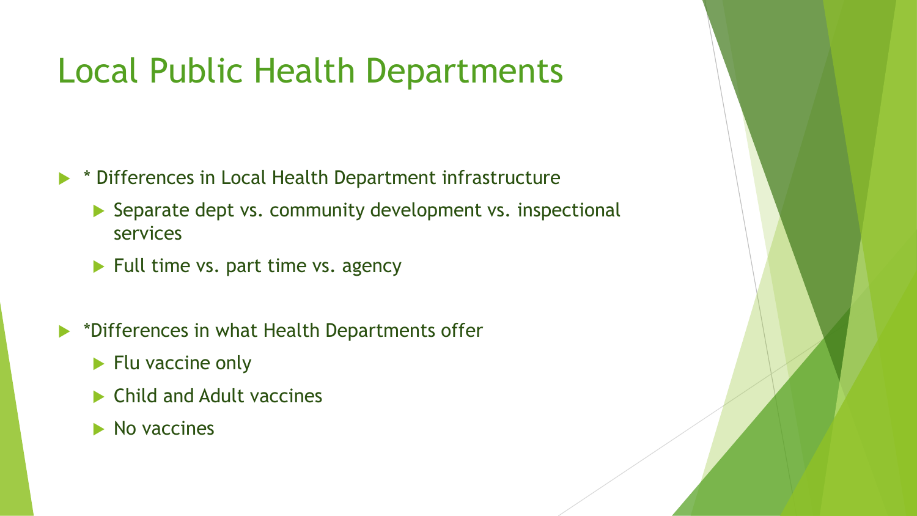# Local Public Health Departments

- * Differences in Local Health Department infrastructure
  - Separate dept vs. community development vs. inspectional services
  - Full time vs. part time vs. agency
- *Differences in what Health Departments offer
  - Flu vaccine only
  - Child and Adult vaccines
  - No vaccines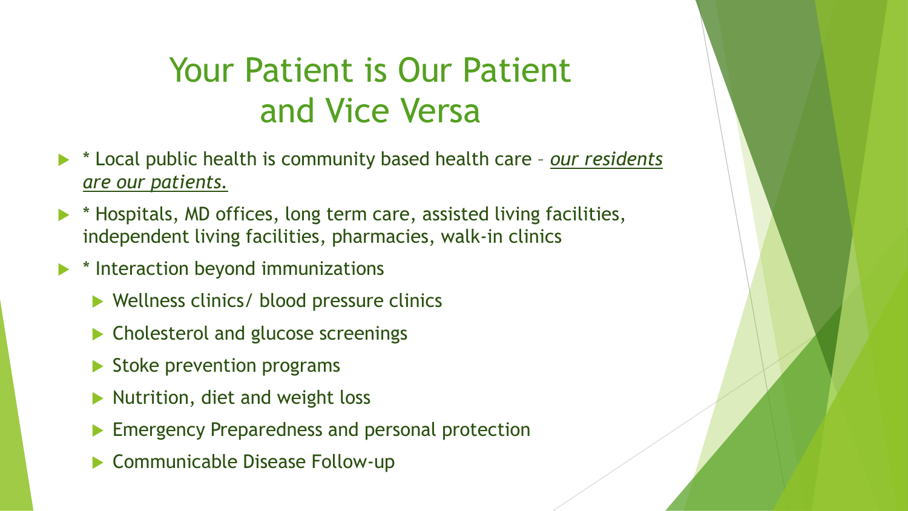# Your Patient is Our Patient and Vice Versa

- * Local public health is community based health care – ***<u>our residents are our patients.</u>***
- * Hospitals, MD offices, long term care, assisted living facilities, independent living facilities, pharmacies, walk-in clinics
- * Interaction beyond immunizations
  - Wellness clinics/ blood pressure clinics
  - Cholesterol and glucose screenings
  - Stoke prevention programs
  - Nutrition, diet and weight loss
  - Emergency Preparedness and personal protection
  - Communicable Disease Follow-up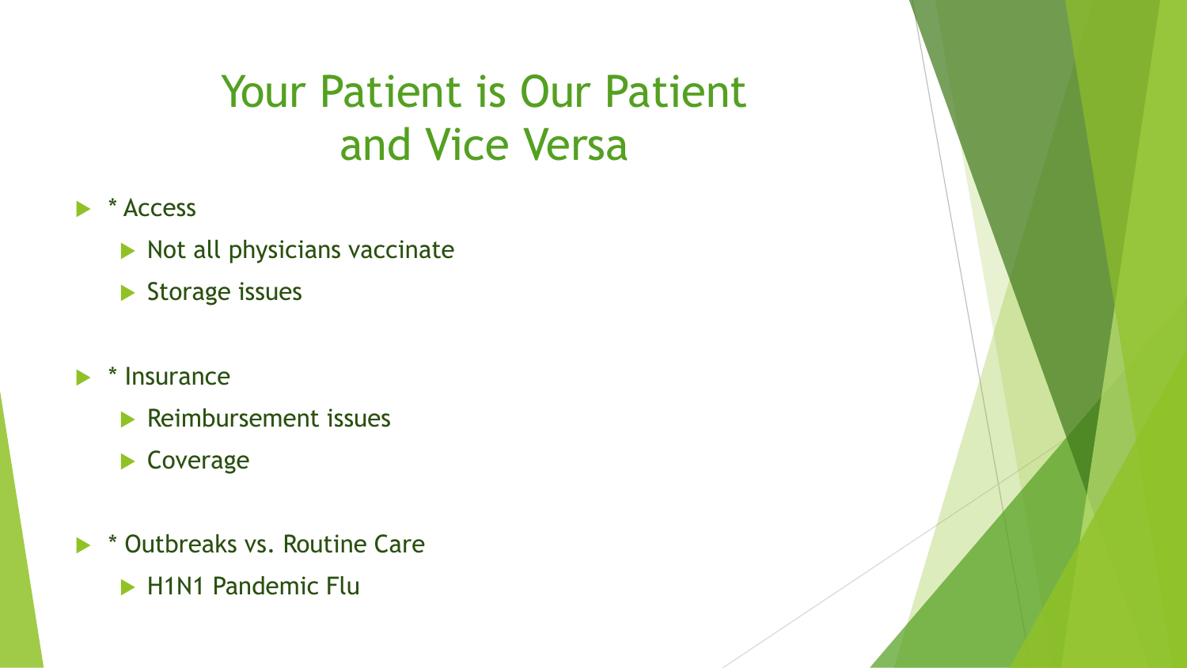# Your Patient is Our Patient and Vice Versa

- * Access
  - Not all physicians vaccinate
  - Storage issues
- * Insurance
  - Reimbursement issues
  - Coverage
- * Outbreaks vs. Routine Care
  - H1N1 Pandemic Flu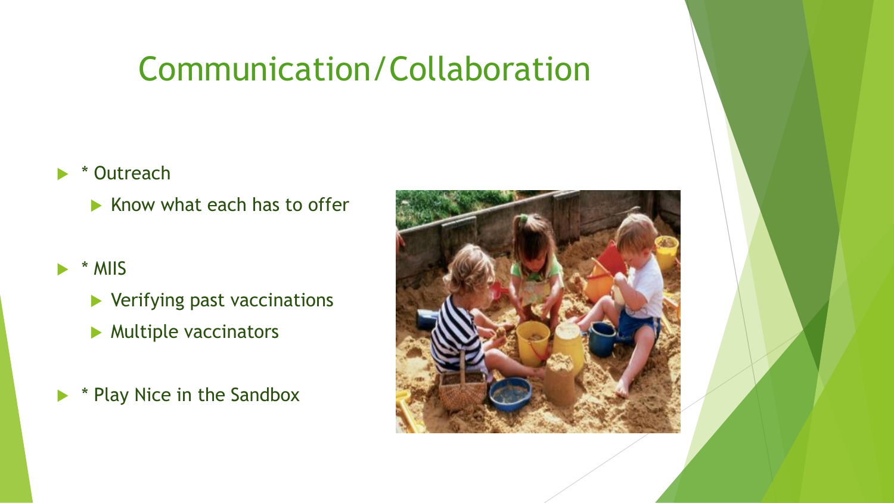# Communication/Collaboration

- * Outreach
  - Know what each has to offer
- * MIIS
  - Verifying past vaccinations
  - Multiple vaccinators
- * Play Nice in the Sandbox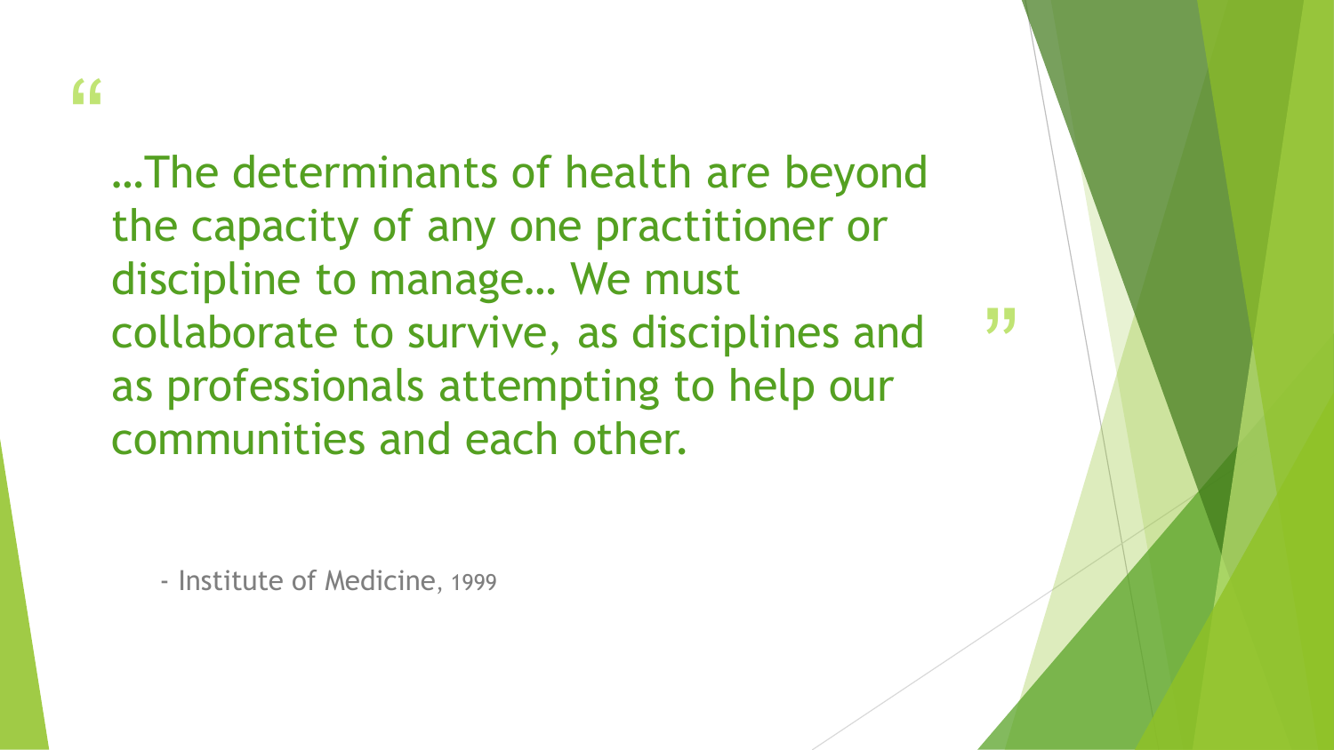> "…The determinants of health are beyond the capacity of any one practitioner or discipline to manage… We must collaborate to survive, as disciplines and as professionals attempting to help our communities and each other."

- Institute of Medicine, 1999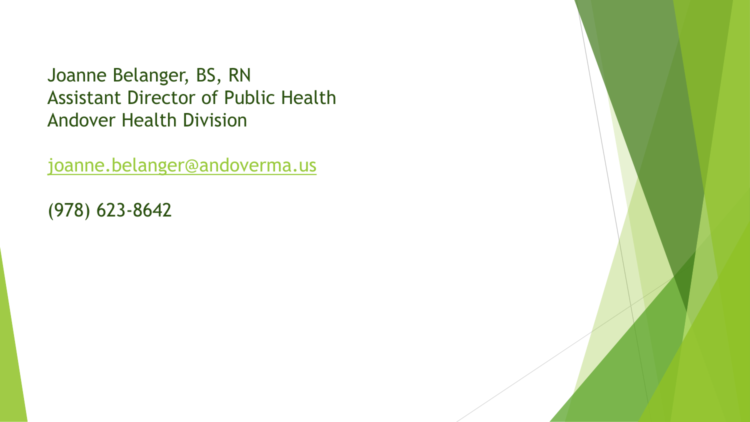Joanne Belanger, BS, RN
Assistant Director of Public Health
Andover Health Division

joanne.belanger@andoverma.us

(978) 623-8642